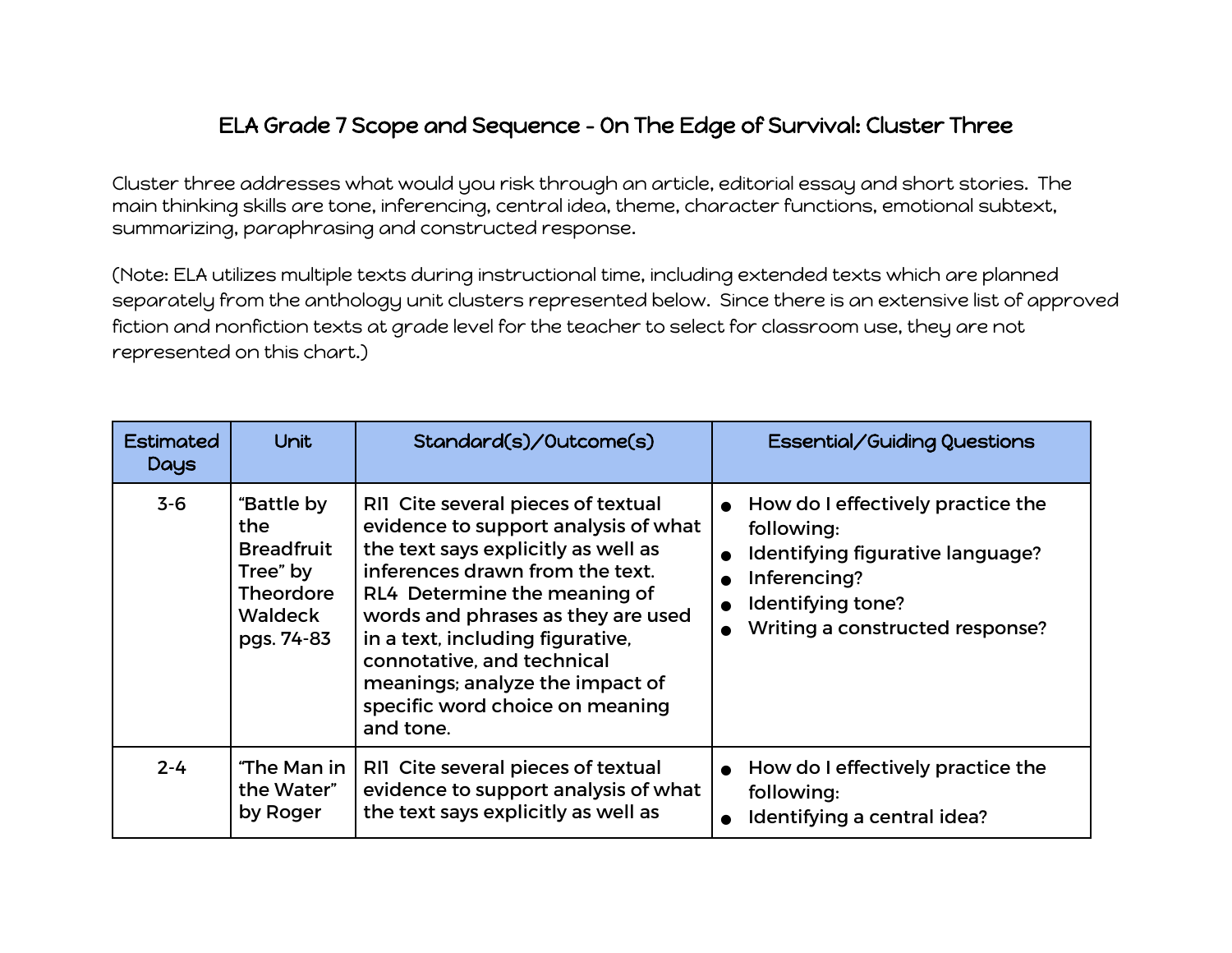# ELA Grade 7 Scope and Sequence - On The Edge of Survival: Cluster Three

Cluster three addresses what would you risk through an article, editorial essay and short stories. The main thinking skills are tone, inferencing, central idea, theme, character functions, emotional subtext, summarizing, paraphrasing and constructed response.

(Note: ELA utilizes multiple texts during instructional time, including extended texts which are planned separately from the anthology unit clusters represented below. Since there is an extensive list of approved fiction and nonfiction texts at grade level for the teacher to select for classroom use, they are not represented on this chart.)

| Estimated Days | Unit | Standard(s)/Outcome(s) | Essential/Guiding Questions |
|---|---|---|---|
| 3-6 | "Battle by the Breadfruit Tree" by Theordore Waldeck pgs. 74-83 | RI1 Cite several pieces of textual evidence to support analysis of what the text says explicitly as well as inferences drawn from the text. RL4 Determine the meaning of words and phrases as they are used in a text, including figurative, connotative, and technical meanings; analyze the impact of specific word choice on meaning and tone. | • How do I effectively practice the following: • Identifying figurative language? • Inferencing? • Identifying tone? • Writing a constructed response? |
| 2-4 | "The Man in the Water" by Roger | RI1 Cite several pieces of textual evidence to support analysis of what the text says explicitly as well as | • How do I effectively practice the following: • Identifying a central idea? |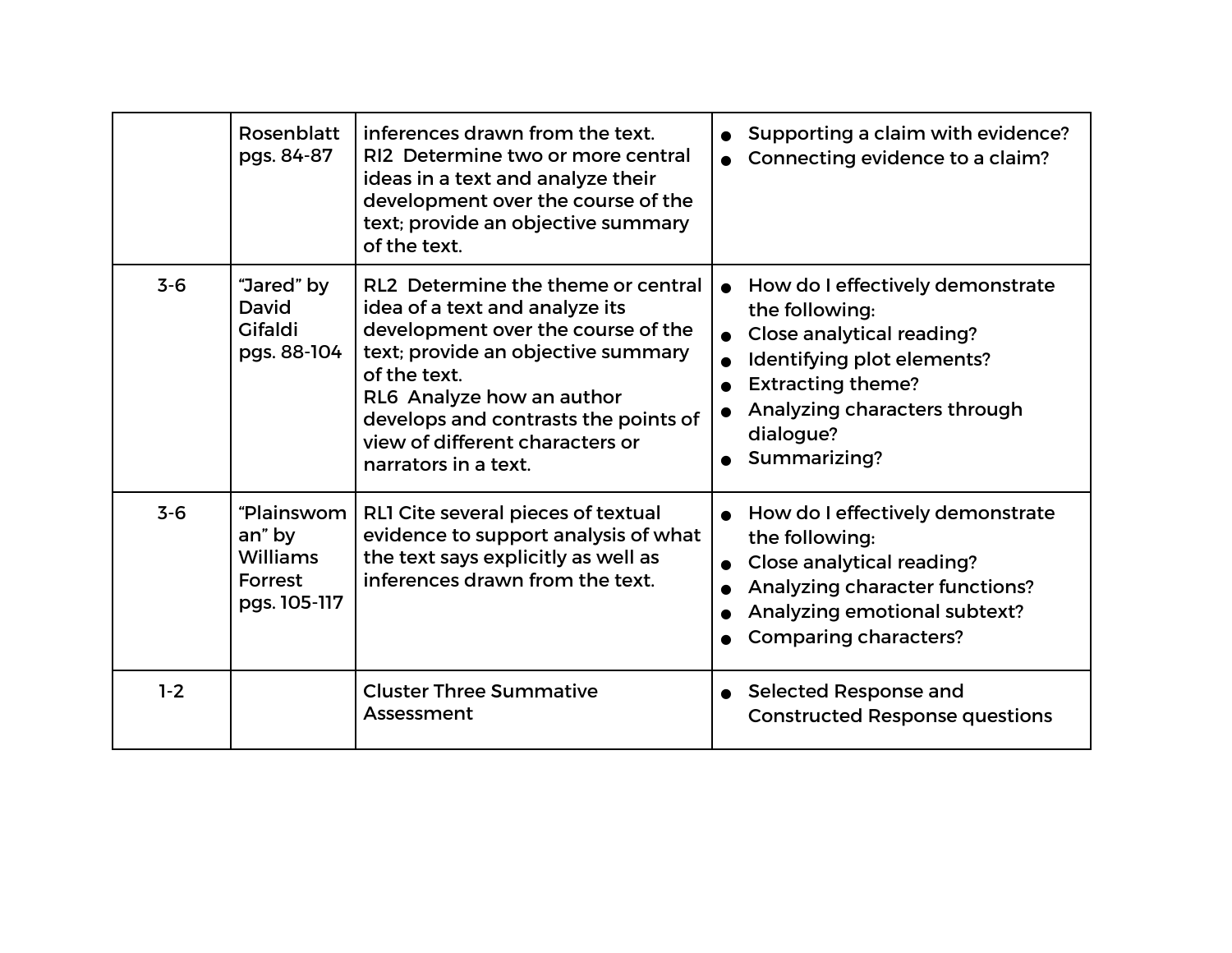| | | | |
|---|---|---|---|
| | Rosenblatt pgs. 84-87 | inferences drawn from the text.<br>RI2 Determine two or more central ideas in a text and analyze their development over the course of the text; provide an objective summary of the text. | • Supporting a claim with evidence?<br>• Connecting evidence to a claim? |
| 3-6 | "Jared" by David Gifaldi pgs. 88-104 | RL2 Determine the theme or central idea of a text and analyze its development over the course of the text; provide an objective summary of the text.<br>RL6 Analyze how an author develops and contrasts the points of view of different characters or narrators in a text. | • How do I effectively demonstrate the following:<br>• Close analytical reading?<br>• Identifying plot elements?<br>• Extracting theme?<br>• Analyzing characters through dialogue?<br>• Summarizing? |
| 3-6 | "Plainswoman" by Williams Forrest pgs. 105-117 | RL1 Cite several pieces of textual evidence to support analysis of what the text says explicitly as well as inferences drawn from the text. | • How do I effectively demonstrate the following:<br>• Close analytical reading?<br>• Analyzing character functions?<br>• Analyzing emotional subtext?<br>• Comparing characters? |
| 1-2 | | Cluster Three Summative Assessment | • Selected Response and Constructed Response questions |